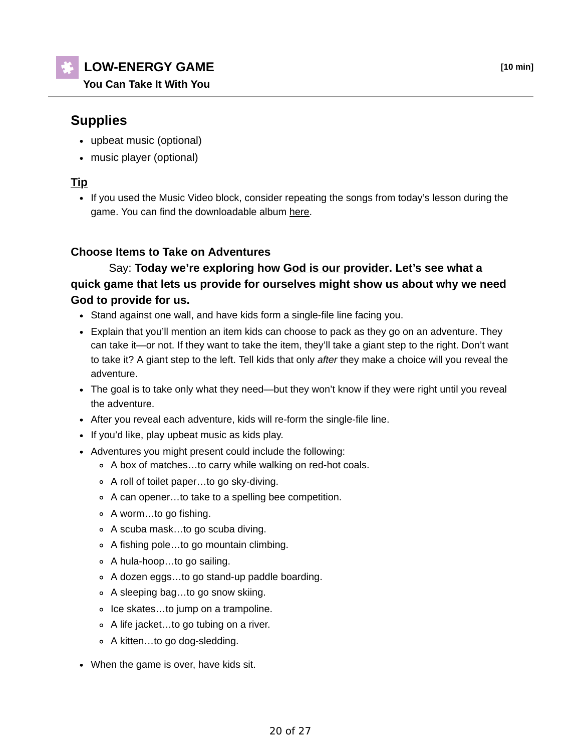## LOW-ENERGY GAME

**[10 min]**

**You Can Take It With You**

## Supplies

- upbeat music (optional)
- music player (optional)

**Tip**

- If you used the Music Video block, consider repeating the songs from today's lesson during the game. You can find the downloadable album here.

**Choose Items to Take on Adventures**

Say: **Today we're exploring how God is our provider. Let's see what a quick game that lets us provide for ourselves might show us about why we need God to provide for us.**

- Stand against one wall, and have kids form a single-file line facing you.
- Explain that you'll mention an item kids can choose to pack as they go on an adventure. They can take it—or not. If they want to take the item, they'll take a giant step to the right. Don't want to take it? A giant step to the left. Tell kids that only *after* they make a choice will you reveal the adventure.
- The goal is to take only what they need—but they won't know if they were right until you reveal the adventure.
- After you reveal each adventure, kids will re-form the single-file line.
- If you'd like, play upbeat music as kids play.
- Adventures you might present could include the following:
    - A box of matches…to carry while walking on red-hot coals.
    - A roll of toilet paper…to go sky-diving.
    - A can opener…to take to a spelling bee competition.
    - A worm…to go fishing.
    - A scuba mask…to go scuba diving.
    - A fishing pole…to go mountain climbing.
    - A hula-hoop…to go sailing.
    - A dozen eggs…to go stand-up paddle boarding.
    - A sleeping bag…to go snow skiing.
    - Ice skates…to jump on a trampoline.
    - A life jacket…to go tubing on a river.
    - A kitten…to go dog-sledding.
- When the game is over, have kids sit.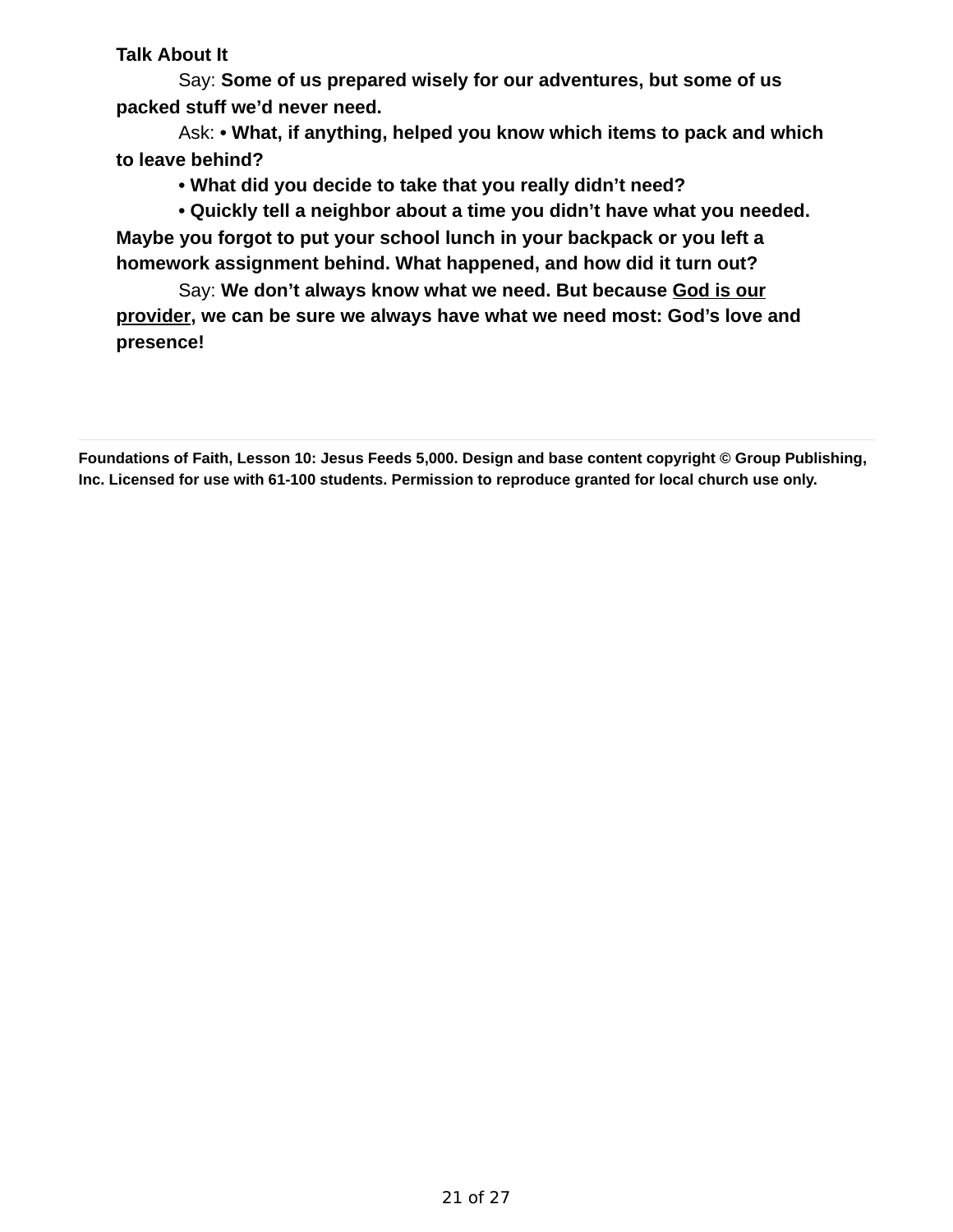**Talk About It**

Say: **Some of us prepared wisely for our adventures, but some of us packed stuff we'd never need.**

Ask: • **What, if anything, helped you know which items to pack and which to leave behind?**

• **What did you decide to take that you really didn't need?**

• **Quickly tell a neighbor about a time you didn't have what you needed. Maybe you forgot to put your school lunch in your backpack or you left a homework assignment behind. What happened, and how did it turn out?**

Say: **We don't always know what we need. But because <u>God is our provider</u>, we can be sure we always have what we need most: God's love and presence!**

---

**Foundations of Faith, Lesson 10: Jesus Feeds 5,000. Design and base content copyright © Group Publishing, Inc. Licensed for use with 61-100 students. Permission to reproduce granted for local church use only.**